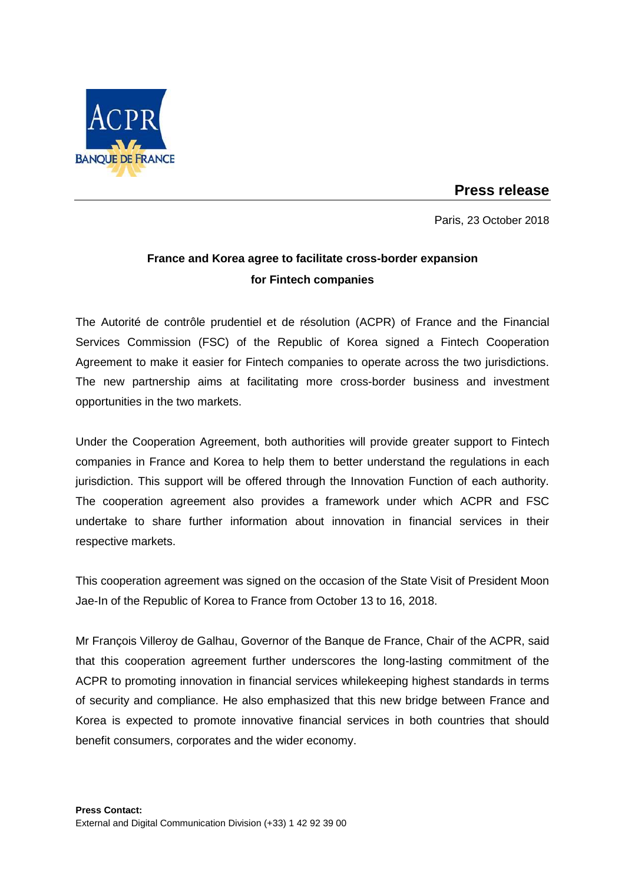# Press release

Paris, 23 October 2018

## France and Korea agree to facilitate cross-border expansion for Fintech companies

The Autorité de contrôle prudentiel et de résolution (ACPR) of France and the Financial Services Commission (FSC) of the Republic of Korea signed a Fintech Cooperation Agreement to make it easier for Fintech companies to operate across the two jurisdictions. The new partnership aims at facilitating more cross-border business and investment opportunities in the two markets.

Under the Cooperation Agreement, both authorities will provide greater support to Fintech companies in France and Korea to help them to better understand the regulations in each jurisdiction. This support will be offered through the Innovation Function of each authority. The cooperation agreement also provides a framework under which ACPR and FSC undertake to share further information about innovation in financial services in their respective markets.

This cooperation agreement was signed on the occasion of the State Visit of President Moon Jae-In of the Republic of Korea to France from October 13 to 16, 2018.

Mr François Villeroy de Galhau, Governor of the Banque de France, Chair of the ACPR, said that this cooperation agreement further underscores the long-lasting commitment of the ACPR to promoting innovation in financial services whilekeeping highest standards in terms of security and compliance. He also emphasized that this new bridge between France and Korea is expected to promote innovative financial services in both countries that should benefit consumers, corporates and the wider economy.

**Press Contact:**
External and Digital Communication Division (+33) 1 42 92 39 00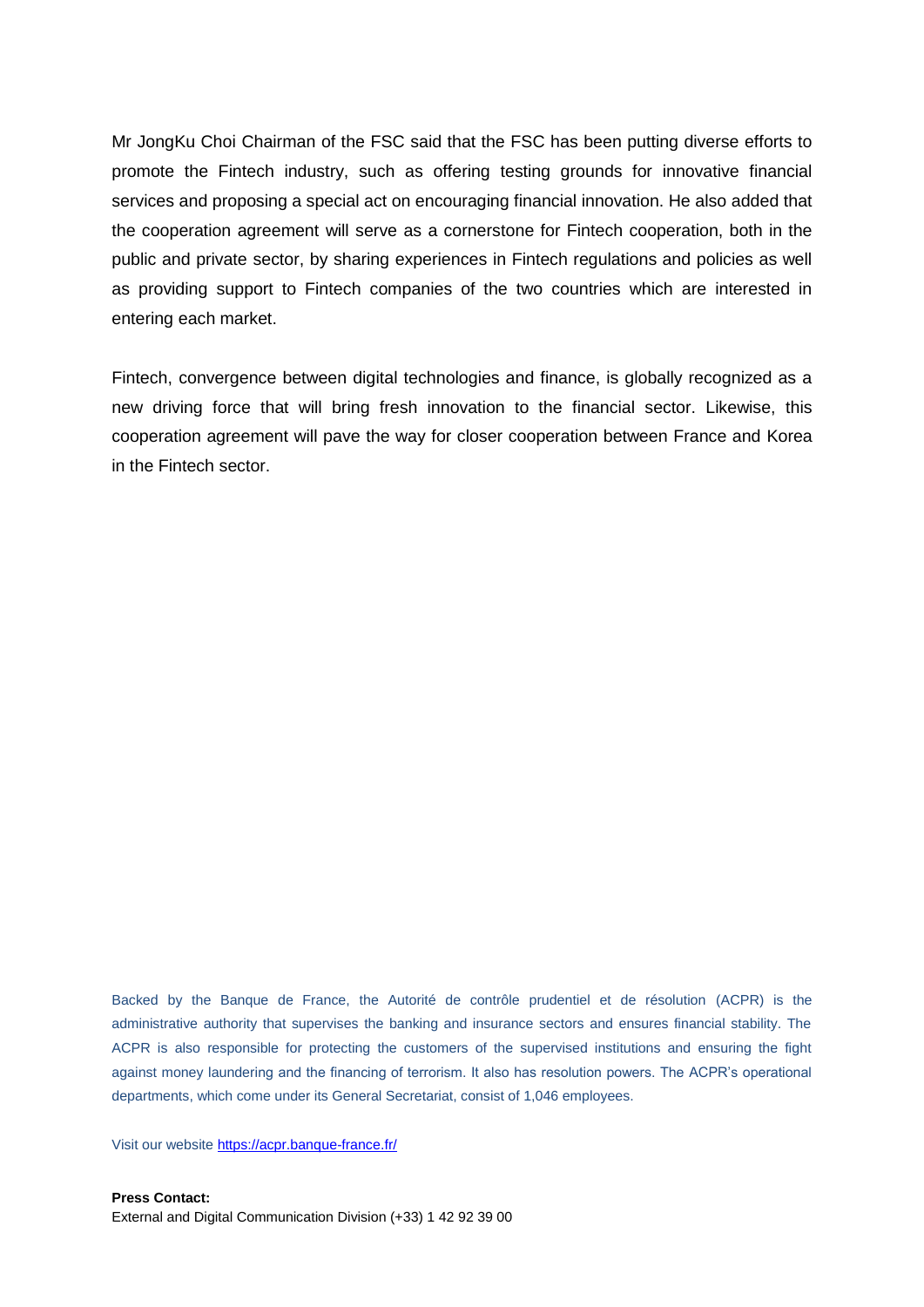Mr JongKu Choi Chairman of the FSC said that the FSC has been putting diverse efforts to promote the Fintech industry, such as offering testing grounds for innovative financial services and proposing a special act on encouraging financial innovation. He also added that the cooperation agreement will serve as a cornerstone for Fintech cooperation, both in the public and private sector, by sharing experiences in Fintech regulations and policies as well as providing support to Fintech companies of the two countries which are interested in entering each market.

Fintech, convergence between digital technologies and finance, is globally recognized as a new driving force that will bring fresh innovation to the financial sector. Likewise, this cooperation agreement will pave the way for closer cooperation between France and Korea in the Fintech sector.

Backed by the Banque de France, the Autorité de contrôle prudentiel et de résolution (ACPR) is the administrative authority that supervises the banking and insurance sectors and ensures financial stability. The ACPR is also responsible for protecting the customers of the supervised institutions and ensuring the fight against money laundering and the financing of terrorism. It also has resolution powers. The ACPR's operational departments, which come under its General Secretariat, consist of 1,046 employees.

Visit our website https://acpr.banque-france.fr/

**Press Contact:**
External and Digital Communication Division (+33) 1 42 92 39 00